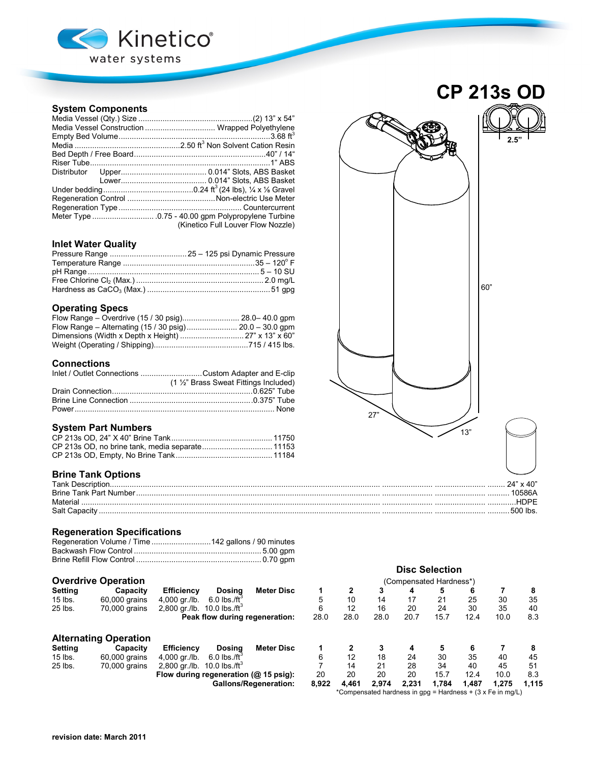Kinetico® water systems

# CP 213s OD

## System Components

| | |
|---|---|
| Media Vessel (Qty.) Size | (2) 13" x 54" |
| Media Vessel Construction | Wrapped Polyethylene |
| Empty Bed Volume | 3.68 $ft^3$ |
| Media | 2.50 $ft^3$ Non Solvent Cation Resin |
| Bed Depth / Free Board | 40" / 14" |
| Riser Tube | 1" ABS |
| Distributor Upper | 0.014" Slots, ABS Basket |
| Distributor Lower | 0.014" Slots, ABS Basket |
| Under bedding | 0.24 $ft^3$ (24 lbs), ¼ x ⅛ Gravel |
| Regeneration Control | Non-electric Use Meter |
| Regeneration Type | Countercurrent |
| Meter Type | .0.75 - 40.00 gpm Polypropylene Turbine (Kinetico Full Louver Flow Nozzle) |

## Inlet Water Quality

| | |
|---|---|
| Pressure Range | 25 – 125 psi Dynamic Pressure |
| Temperature Range | 35 – 120° F |
| pH Range | 5 – 10 SU |
| Free Chlorine $Cl_2$ (Max.) | 2.0 mg/L |
| Hardness as $CaCO_3$ (Max.) | 51 gpg |

## Operating Specs

| | |
|---|---|
| Flow Range – Overdrive (15 / 30 psig) | 28.0– 40.0 gpm |
| Flow Range – Alternating (15 / 30 psig) | 20.0 – 30.0 gpm |
| Dimensions (Width x Depth x Height) | 27" x 13" x 60" |
| Weight (Operating / Shipping) | 715 / 415 lbs. |

## Connections

| | |
|---|---|
| Inlet / Outlet Connections | Custom Adapter and E-clip (1 ½" Brass Sweat Fittings Included) |
| Drain Connection | 0.625" Tube |
| Brine Line Connection | 0.375" Tube |
| Power | None |

## System Part Numbers

| | |
|---|---|
| CP 213s OD, 24" X 40" Brine Tank | 11750 |
| CP 213s OD, no brine tank, media separate | 11153 |
| CP 213s OD, Empty, No Brine Tank | 11184 |

## Brine Tank Options

| | |
|---|---|
| Tank Description | 24" x 40" |
| Brine Tank Part Number | 10586A |
| Material | HDPE |
| Salt Capacity | 500 lbs. |

## Regeneration Specifications

| | |
|---|---|
| Regeneration Volume / Time | 142 gallons / 90 minutes |
| Backwash Flow Control | 5.00 gpm |
| Brine Refill Flow Control | 0.70 gpm |

2.5"

60"

27"

13"

## Disc Selection

(Compensated Hardness*)

### Overdrive Operation

| Setting | Capacity | Efficiency | Dosing | Meter Disc | 1 | 2 | 3 | 4 | 5 | 6 | 7 | 8 |
|---|---|---|---|---|---|---|---|---|---|---|---|---|
| 15 lbs. | 60,000 grains | 4,000 gr./lb. | 6.0 lbs./$ft^3$ | | 5 | 10 | 14 | 17 | 21 | 25 | 30 | 35 |
| 25 lbs. | 70,000 grains | 2,800 gr./lb. | 10.0 lbs./$ft^3$ | | 6 | 12 | 16 | 20 | 24 | 30 | 35 | 40 |
| | | | **Peak flow during regeneration:** | | 28.0 | 28.0 | 28.0 | 20.7 | 15.7 | 12.4 | 10.0 | 8.3 |

### Alternating Operation

| Setting | Capacity | Efficiency | Dosing | Meter Disc | 1 | 2 | 3 | 4 | 5 | 6 | 7 | 8 |
|---|---|---|---|---|---|---|---|---|---|---|---|---|
| 15 lbs. | 60,000 grains | 4,000 gr./lb. | 6.0 lbs./$ft^3$ | | 6 | 12 | 18 | 24 | 30 | 35 | 40 | 45 |
| 25 lbs. | 70,000 grains | 2,800 gr./lb. | 10.0 lbs./$ft^3$ | | 7 | 14 | 21 | 28 | 34 | 40 | 45 | 51 |
| | | | **Flow during regeneration (@ 15 psig):** | | 20 | 20 | 20 | 20 | 15.7 | 12.4 | 10.0 | 8.3 |
| | | | **Gallons/Regeneration:** | | 8,922 | 4,461 | 2,974 | 2,231 | 1,784 | 1,487 | 1,275 | 1,115 |

*Compensated hardness in gpg = Hardness + (3 x Fe in mg/L)

**revision date: March 2011**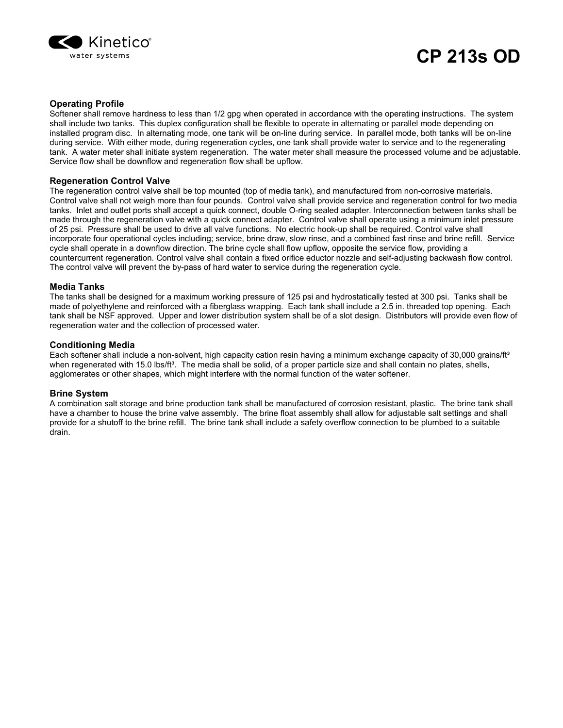# CP 213s OD

## Operating Profile

Softener shall remove hardness to less than 1/2 gpg when operated in accordance with the operating instructions. The system shall include two tanks. This duplex configuration shall be flexible to operate in alternating or parallel mode depending on installed program disc. In alternating mode, one tank will be on-line during service. In parallel mode, both tanks will be on-line during service. With either mode, during regeneration cycles, one tank shall provide water to service and to the regenerating tank. A water meter shall initiate system regeneration. The water meter shall measure the processed volume and be adjustable. Service flow shall be downflow and regeneration flow shall be upflow.

## Regeneration Control Valve

The regeneration control valve shall be top mounted (top of media tank), and manufactured from non-corrosive materials. Control valve shall not weigh more than four pounds. Control valve shall provide service and regeneration control for two media tanks. Inlet and outlet ports shall accept a quick connect, double O-ring sealed adapter. Interconnection between tanks shall be made through the regeneration valve with a quick connect adapter. Control valve shall operate using a minimum inlet pressure of 25 psi. Pressure shall be used to drive all valve functions. No electric hook-up shall be required. Control valve shall incorporate four operational cycles including; service, brine draw, slow rinse, and a combined fast rinse and brine refill. Service cycle shall operate in a downflow direction. The brine cycle shall flow upflow, opposite the service flow, providing a countercurrent regeneration. Control valve shall contain a fixed orifice eductor nozzle and self-adjusting backwash flow control. The control valve will prevent the by-pass of hard water to service during the regeneration cycle.

## Media Tanks

The tanks shall be designed for a maximum working pressure of 125 psi and hydrostatically tested at 300 psi. Tanks shall be made of polyethylene and reinforced with a fiberglass wrapping. Each tank shall include a 2.5 in. threaded top opening. Each tank shall be NSF approved. Upper and lower distribution system shall be of a slot design. Distributors will provide even flow of regeneration water and the collection of processed water.

## Conditioning Media

Each softener shall include a non-solvent, high capacity cation resin having a minimum exchange capacity of 30,000 grains/ft$^3$ when regenerated with 15.0 lbs/ft$^3$. The media shall be solid, of a proper particle size and shall contain no plates, shells, agglomerates or other shapes, which might interfere with the normal function of the water softener.

## Brine System

A combination salt storage and brine production tank shall be manufactured of corrosion resistant, plastic. The brine tank shall have a chamber to house the brine valve assembly. The brine float assembly shall allow for adjustable salt settings and shall provide for a shutoff to the brine refill. The brine tank shall include a safety overflow connection to be plumbed to a suitable drain.